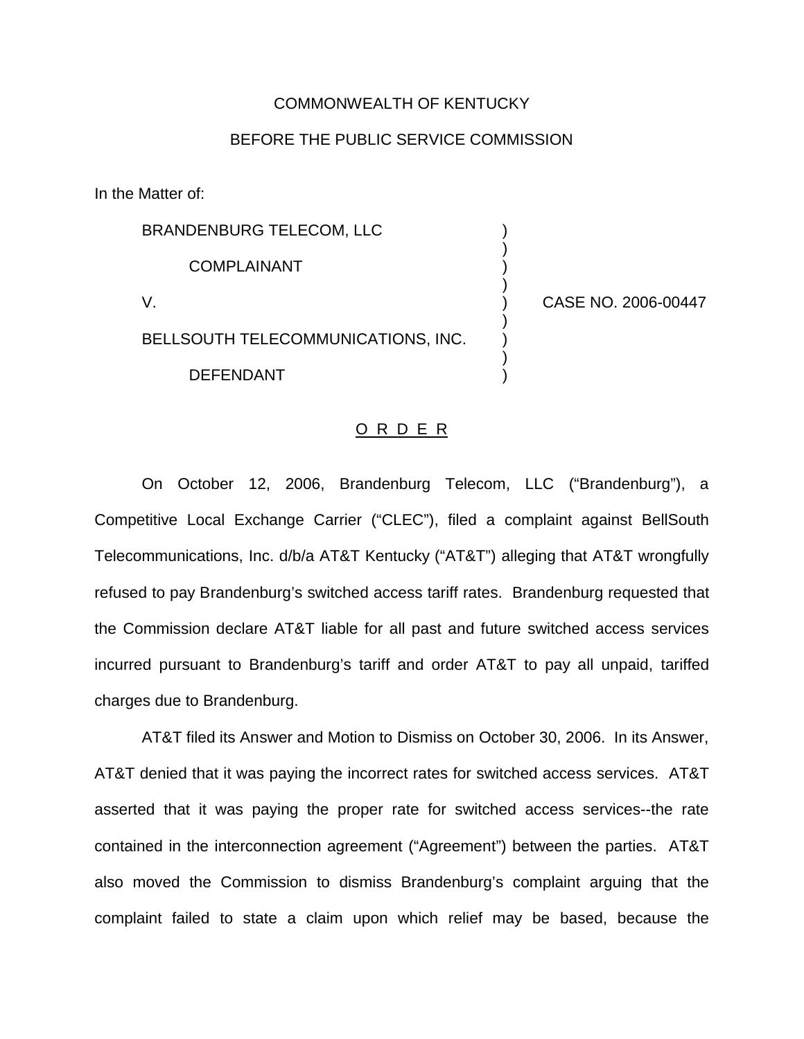COMMONWEALTH OF KENTUCKY

BEFORE THE PUBLIC SERVICE COMMISSION

In the Matter of:

BRANDENBURG TELECOM, LLC

COMPLAINANT

V.

BELLSOUTH TELECOMMUNICATIONS, INC.

DEFENDANT

CASE NO. 2006-00447

O R D E R

On October 12, 2006, Brandenburg Telecom, LLC ("Brandenburg"), a Competitive Local Exchange Carrier ("CLEC"), filed a complaint against BellSouth Telecommunications, Inc. d/b/a AT&T Kentucky ("AT&T") alleging that AT&T wrongfully refused to pay Brandenburg's switched access tariff rates. Brandenburg requested that the Commission declare AT&T liable for all past and future switched access services incurred pursuant to Brandenburg's tariff and order AT&T to pay all unpaid, tariffed charges due to Brandenburg.

AT&T filed its Answer and Motion to Dismiss on October 30, 2006. In its Answer, AT&T denied that it was paying the incorrect rates for switched access services. AT&T asserted that it was paying the proper rate for switched access services--the rate contained in the interconnection agreement ("Agreement") between the parties. AT&T also moved the Commission to dismiss Brandenburg's complaint arguing that the complaint failed to state a claim upon which relief may be based, because the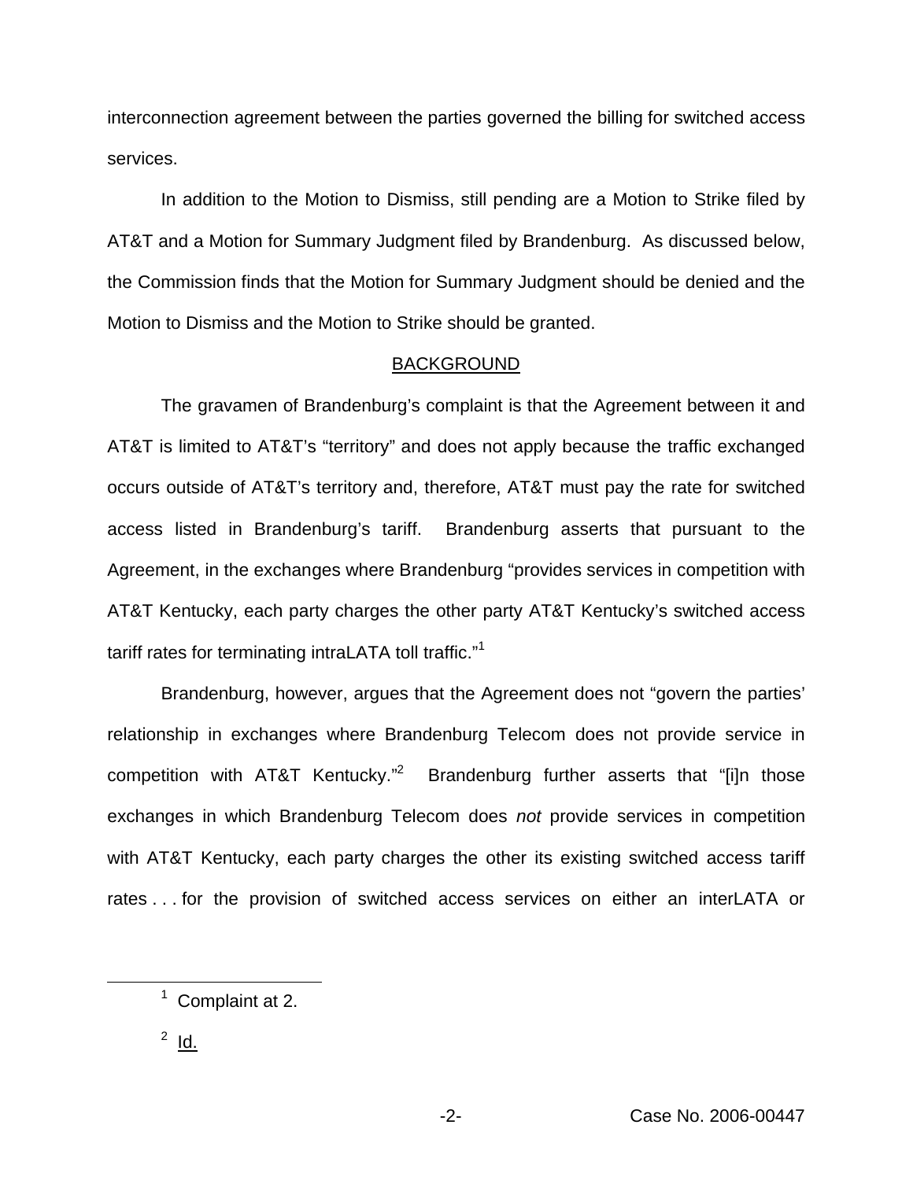interconnection agreement between the parties governed the billing for switched access services.

In addition to the Motion to Dismiss, still pending are a Motion to Strike filed by AT&T and a Motion for Summary Judgment filed by Brandenburg. As discussed below, the Commission finds that the Motion for Summary Judgment should be denied and the Motion to Dismiss and the Motion to Strike should be granted.

## BACKGROUND

The gravamen of Brandenburg's complaint is that the Agreement between it and AT&T is limited to AT&T's "territory" and does not apply because the traffic exchanged occurs outside of AT&T's territory and, therefore, AT&T must pay the rate for switched access listed in Brandenburg's tariff. Brandenburg asserts that pursuant to the Agreement, in the exchanges where Brandenburg "provides services in competition with AT&T Kentucky, each party charges the other party AT&T Kentucky's switched access tariff rates for terminating intraLATA toll traffic."[1]

Brandenburg, however, argues that the Agreement does not "govern the parties' relationship in exchanges where Brandenburg Telecom does not provide service in competition with AT&T Kentucky."[2] Brandenburg further asserts that "[i]n those exchanges in which Brandenburg Telecom does *not* provide services in competition with AT&T Kentucky, each party charges the other its existing switched access tariff rates . . . for the provision of switched access services on either an interLATA or

---

[1] Complaint at 2.

[2] Id.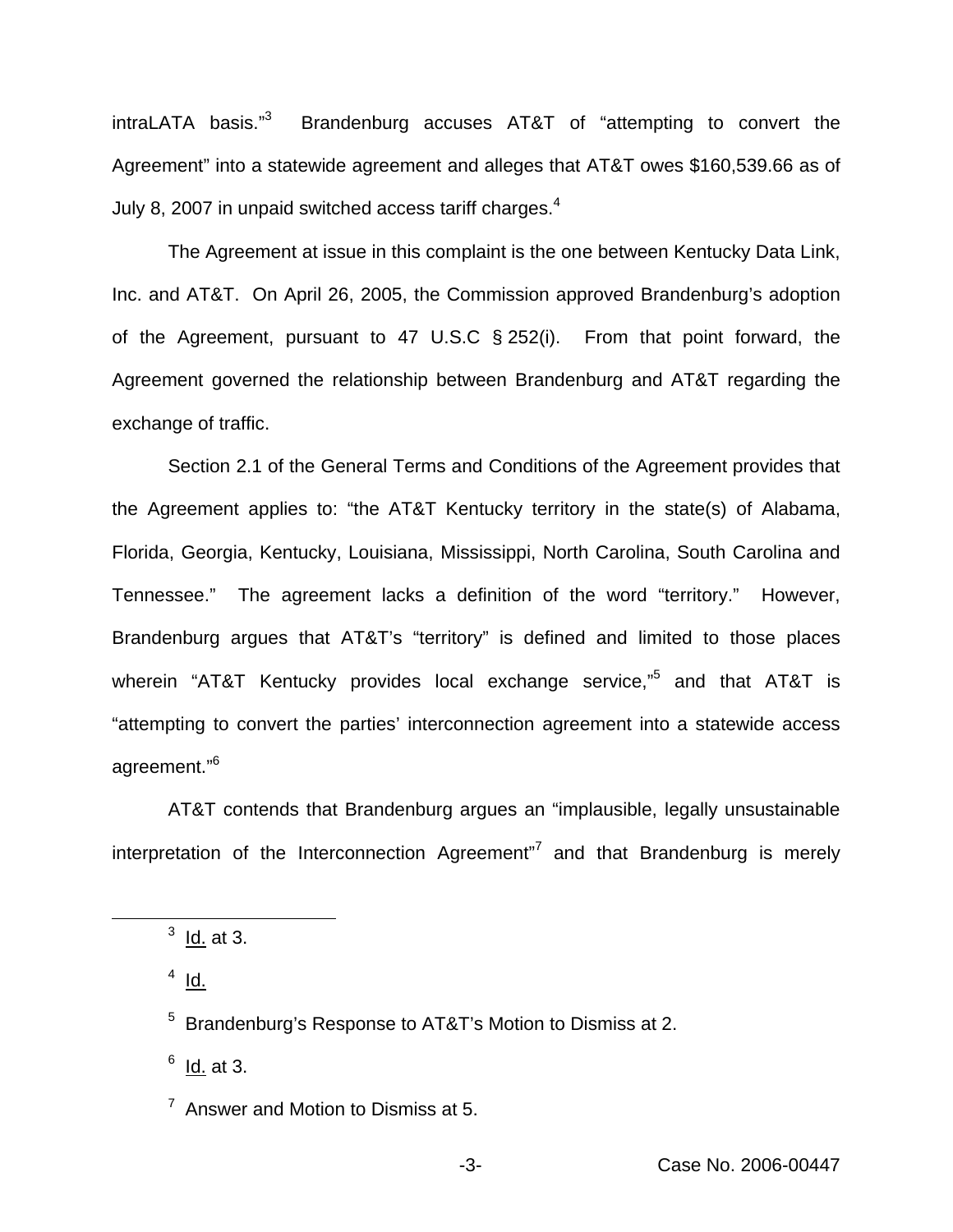intraLATA basis."[3] Brandenburg accuses AT&T of "attempting to convert the Agreement" into a statewide agreement and alleges that AT&T owes $160,539.66 as of July 8, 2007 in unpaid switched access tariff charges.[4]

The Agreement at issue in this complaint is the one between Kentucky Data Link, Inc. and AT&T. On April 26, 2005, the Commission approved Brandenburg's adoption of the Agreement, pursuant to 47 U.S.C § 252(i). From that point forward, the Agreement governed the relationship between Brandenburg and AT&T regarding the exchange of traffic.

Section 2.1 of the General Terms and Conditions of the Agreement provides that the Agreement applies to: "the AT&T Kentucky territory in the state(s) of Alabama, Florida, Georgia, Kentucky, Louisiana, Mississippi, North Carolina, South Carolina and Tennessee." The agreement lacks a definition of the word "territory." However, Brandenburg argues that AT&T's "territory" is defined and limited to those places wherein "AT&T Kentucky provides local exchange service,"[5] and that AT&T is "attempting to convert the parties' interconnection agreement into a statewide access agreement."[6]

AT&T contends that Brandenburg argues an "implausible, legally unsustainable interpretation of the Interconnection Agreement"[7] and that Brandenburg is merely

---

[3] Id. at 3.

[4] Id.

[5] Brandenburg's Response to AT&T's Motion to Dismiss at 2.

[6] Id. at 3.

[7] Answer and Motion to Dismiss at 5.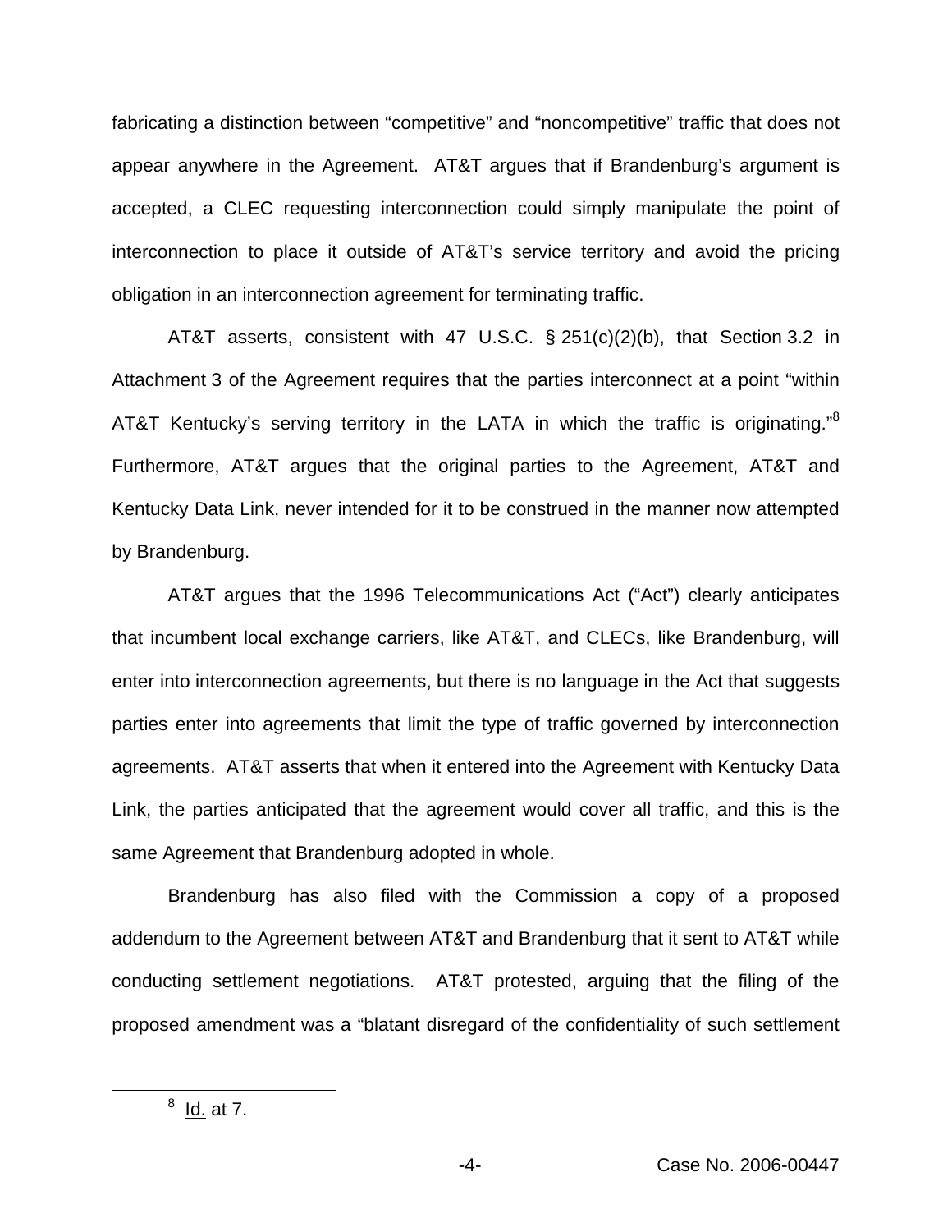fabricating a distinction between "competitive" and "noncompetitive" traffic that does not appear anywhere in the Agreement. AT&T argues that if Brandenburg's argument is accepted, a CLEC requesting interconnection could simply manipulate the point of interconnection to place it outside of AT&T's service territory and avoid the pricing obligation in an interconnection agreement for terminating traffic.

AT&T asserts, consistent with 47 U.S.C. § 251(c)(2)(b), that Section 3.2 in Attachment 3 of the Agreement requires that the parties interconnect at a point "within AT&T Kentucky's serving territory in the LATA in which the traffic is originating."[8] Furthermore, AT&T argues that the original parties to the Agreement, AT&T and Kentucky Data Link, never intended for it to be construed in the manner now attempted by Brandenburg.

AT&T argues that the 1996 Telecommunications Act ("Act") clearly anticipates that incumbent local exchange carriers, like AT&T, and CLECs, like Brandenburg, will enter into interconnection agreements, but there is no language in the Act that suggests parties enter into agreements that limit the type of traffic governed by interconnection agreements. AT&T asserts that when it entered into the Agreement with Kentucky Data Link, the parties anticipated that the agreement would cover all traffic, and this is the same Agreement that Brandenburg adopted in whole.

Brandenburg has also filed with the Commission a copy of a proposed addendum to the Agreement between AT&T and Brandenburg that it sent to AT&T while conducting settlement negotiations. AT&T protested, arguing that the filing of the proposed amendment was a "blatant disregard of the confidentiality of such settlement

[8] Id. at 7.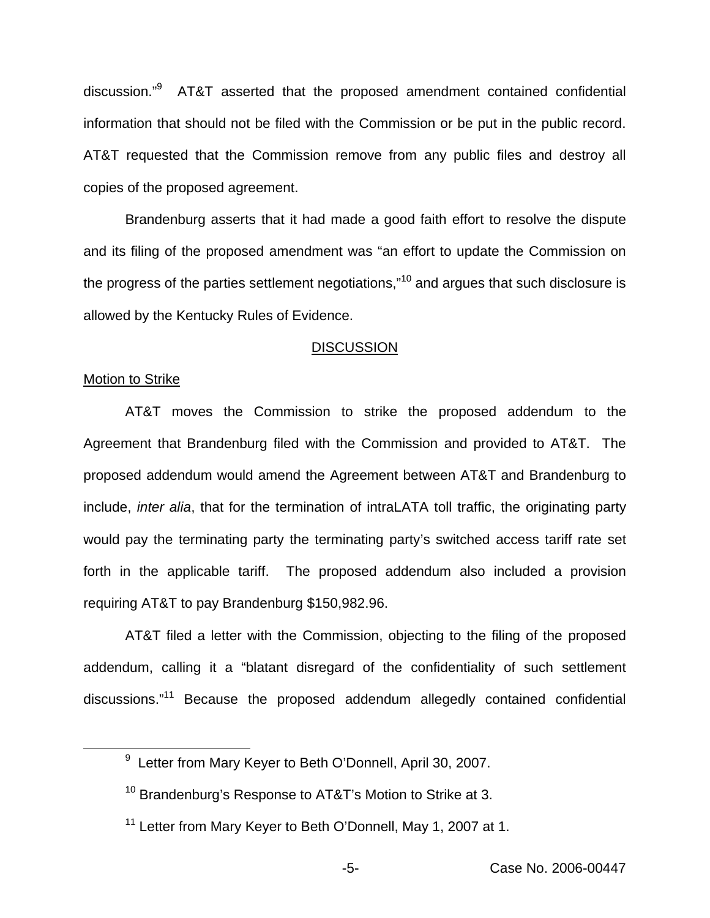discussion."[9] AT&T asserted that the proposed amendment contained confidential information that should not be filed with the Commission or be put in the public record. AT&T requested that the Commission remove from any public files and destroy all copies of the proposed agreement.

Brandenburg asserts that it had made a good faith effort to resolve the dispute and its filing of the proposed amendment was "an effort to update the Commission on the progress of the parties settlement negotiations,"[10] and argues that such disclosure is allowed by the Kentucky Rules of Evidence.

## DISCUSSION

### Motion to Strike

AT&T moves the Commission to strike the proposed addendum to the Agreement that Brandenburg filed with the Commission and provided to AT&T. The proposed addendum would amend the Agreement between AT&T and Brandenburg to include, *inter alia*, that for the termination of intraLATA toll traffic, the originating party would pay the terminating party the terminating party's switched access tariff rate set forth in the applicable tariff. The proposed addendum also included a provision requiring AT&T to pay Brandenburg $150,982.96.

AT&T filed a letter with the Commission, objecting to the filing of the proposed addendum, calling it a "blatant disregard of the confidentiality of such settlement discussions."[11] Because the proposed addendum allegedly contained confidential

---

[9] Letter from Mary Keyer to Beth O'Donnell, April 30, 2007.

[10] Brandenburg's Response to AT&T's Motion to Strike at 3.

[11] Letter from Mary Keyer to Beth O'Donnell, May 1, 2007 at 1.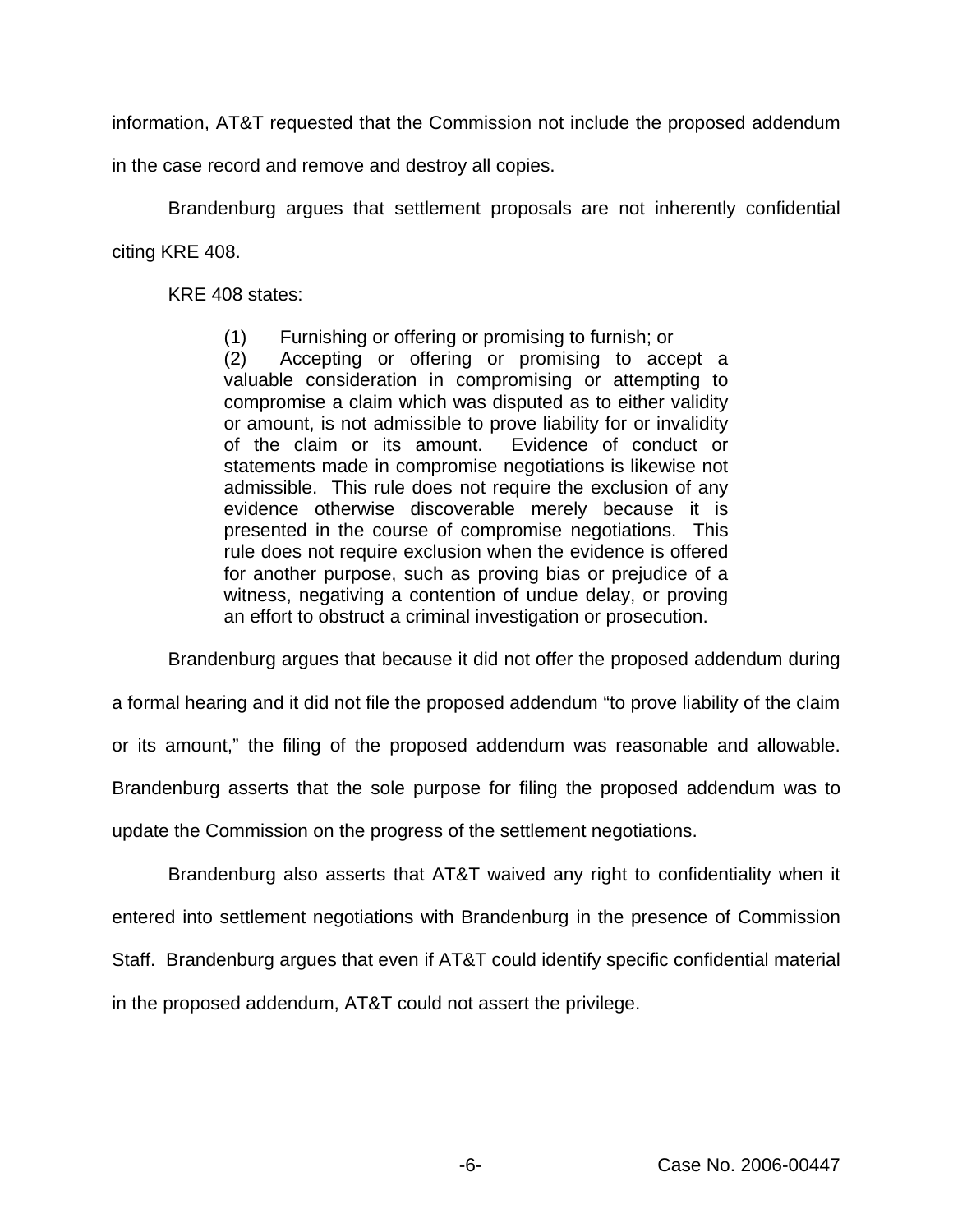information, AT&T requested that the Commission not include the proposed addendum in the case record and remove and destroy all copies.

Brandenburg argues that settlement proposals are not inherently confidential citing KRE 408.

KRE 408 states:

> (1) Furnishing or offering or promising to furnish; or
> (2) Accepting or offering or promising to accept a valuable consideration in compromising or attempting to compromise a claim which was disputed as to either validity or amount, is not admissible to prove liability for or invalidity of the claim or its amount. Evidence of conduct or statements made in compromise negotiations is likewise not admissible. This rule does not require the exclusion of any evidence otherwise discoverable merely because it is presented in the course of compromise negotiations. This rule does not require exclusion when the evidence is offered for another purpose, such as proving bias or prejudice of a witness, negativing a contention of undue delay, or proving an effort to obstruct a criminal investigation or prosecution.

Brandenburg argues that because it did not offer the proposed addendum during a formal hearing and it did not file the proposed addendum "to prove liability of the claim or its amount," the filing of the proposed addendum was reasonable and allowable. Brandenburg asserts that the sole purpose for filing the proposed addendum was to update the Commission on the progress of the settlement negotiations.

Brandenburg also asserts that AT&T waived any right to confidentiality when it entered into settlement negotiations with Brandenburg in the presence of Commission Staff. Brandenburg argues that even if AT&T could identify specific confidential material in the proposed addendum, AT&T could not assert the privilege.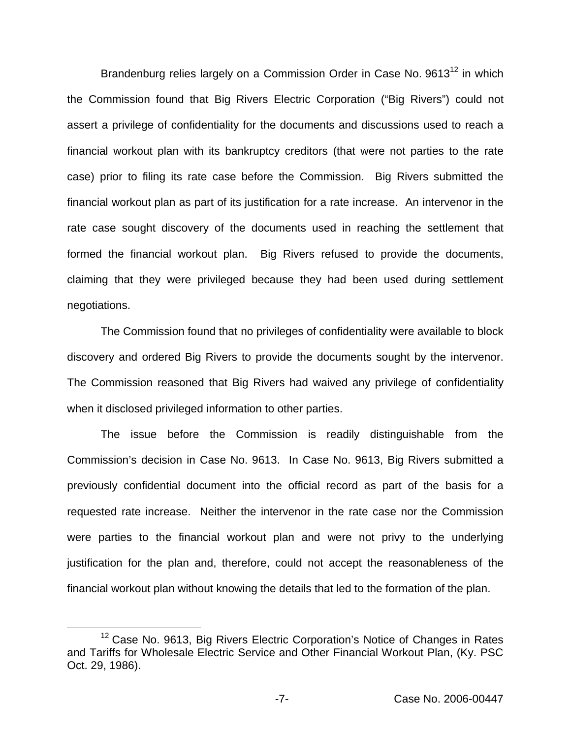Brandenburg relies largely on a Commission Order in Case No. 9613[12] in which the Commission found that Big Rivers Electric Corporation ("Big Rivers") could not assert a privilege of confidentiality for the documents and discussions used to reach a financial workout plan with its bankruptcy creditors (that were not parties to the rate case) prior to filing its rate case before the Commission. Big Rivers submitted the financial workout plan as part of its justification for a rate increase. An intervenor in the rate case sought discovery of the documents used in reaching the settlement that formed the financial workout plan. Big Rivers refused to provide the documents, claiming that they were privileged because they had been used during settlement negotiations.

The Commission found that no privileges of confidentiality were available to block discovery and ordered Big Rivers to provide the documents sought by the intervenor. The Commission reasoned that Big Rivers had waived any privilege of confidentiality when it disclosed privileged information to other parties.

The issue before the Commission is readily distinguishable from the Commission's decision in Case No. 9613. In Case No. 9613, Big Rivers submitted a previously confidential document into the official record as part of the basis for a requested rate increase. Neither the intervenor in the rate case nor the Commission were parties to the financial workout plan and were not privy to the underlying justification for the plan and, therefore, could not accept the reasonableness of the financial workout plan without knowing the details that led to the formation of the plan.

---

[12] Case No. 9613, Big Rivers Electric Corporation's Notice of Changes in Rates and Tariffs for Wholesale Electric Service and Other Financial Workout Plan, (Ky. PSC Oct. 29, 1986).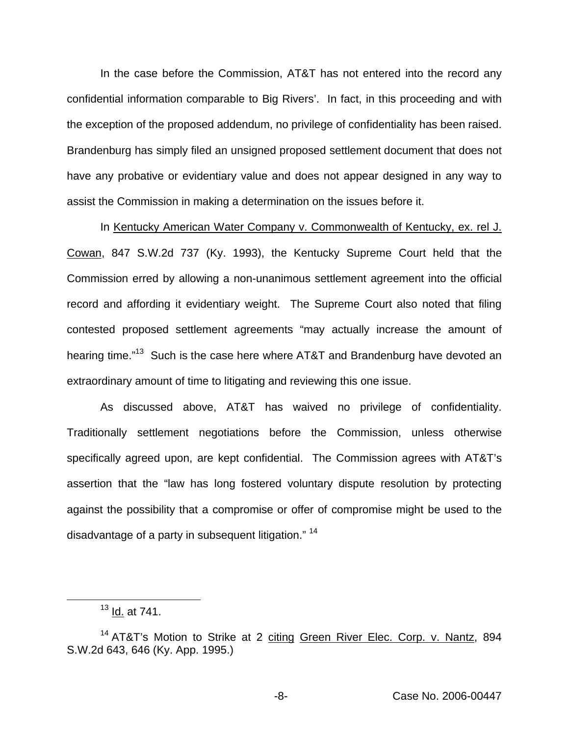In the case before the Commission, AT&T has not entered into the record any confidential information comparable to Big Rivers'. In fact, in this proceeding and with the exception of the proposed addendum, no privilege of confidentiality has been raised. Brandenburg has simply filed an unsigned proposed settlement document that does not have any probative or evidentiary value and does not appear designed in any way to assist the Commission in making a determination on the issues before it.

In Kentucky American Water Company v. Commonwealth of Kentucky, ex. rel J. Cowan, 847 S.W.2d 737 (Ky. 1993), the Kentucky Supreme Court held that the Commission erred by allowing a non-unanimous settlement agreement into the official record and affording it evidentiary weight. The Supreme Court also noted that filing contested proposed settlement agreements "may actually increase the amount of hearing time."[13] Such is the case here where AT&T and Brandenburg have devoted an extraordinary amount of time to litigating and reviewing this one issue.

As discussed above, AT&T has waived no privilege of confidentiality. Traditionally settlement negotiations before the Commission, unless otherwise specifically agreed upon, are kept confidential. The Commission agrees with AT&T's assertion that the "law has long fostered voluntary dispute resolution by protecting against the possibility that a compromise or offer of compromise might be used to the disadvantage of a party in subsequent litigation." [14]

---

[13] Id. at 741.

[14] AT&T's Motion to Strike at 2 citing Green River Elec. Corp. v. Nantz, 894 S.W.2d 643, 646 (Ky. App. 1995.)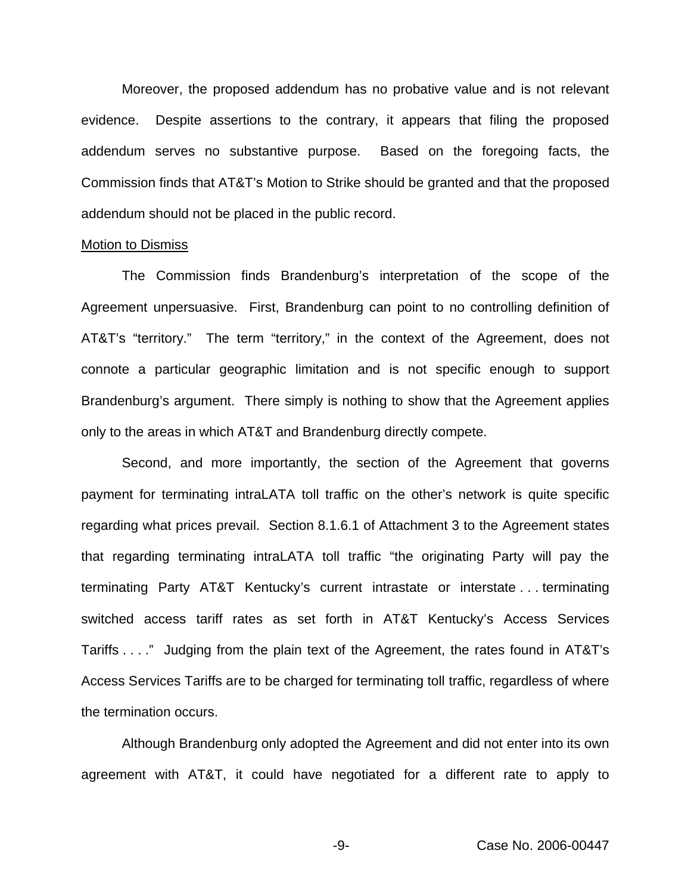Moreover, the proposed addendum has no probative value and is not relevant evidence. Despite assertions to the contrary, it appears that filing the proposed addendum serves no substantive purpose. Based on the foregoing facts, the Commission finds that AT&T's Motion to Strike should be granted and that the proposed addendum should not be placed in the public record.

<u>Motion to Dismiss</u>

The Commission finds Brandenburg's interpretation of the scope of the Agreement unpersuasive. First, Brandenburg can point to no controlling definition of AT&T's "territory." The term "territory," in the context of the Agreement, does not connote a particular geographic limitation and is not specific enough to support Brandenburg's argument. There simply is nothing to show that the Agreement applies only to the areas in which AT&T and Brandenburg directly compete.

Second, and more importantly, the section of the Agreement that governs payment for terminating intraLATA toll traffic on the other's network is quite specific regarding what prices prevail. Section 8.1.6.1 of Attachment 3 to the Agreement states that regarding terminating intraLATA toll traffic "the originating Party will pay the terminating Party AT&T Kentucky's current intrastate or interstate . . . terminating switched access tariff rates as set forth in AT&T Kentucky's Access Services Tariffs . . . ." Judging from the plain text of the Agreement, the rates found in AT&T's Access Services Tariffs are to be charged for terminating toll traffic, regardless of where the termination occurs.

Although Brandenburg only adopted the Agreement and did not enter into its own agreement with AT&T, it could have negotiated for a different rate to apply to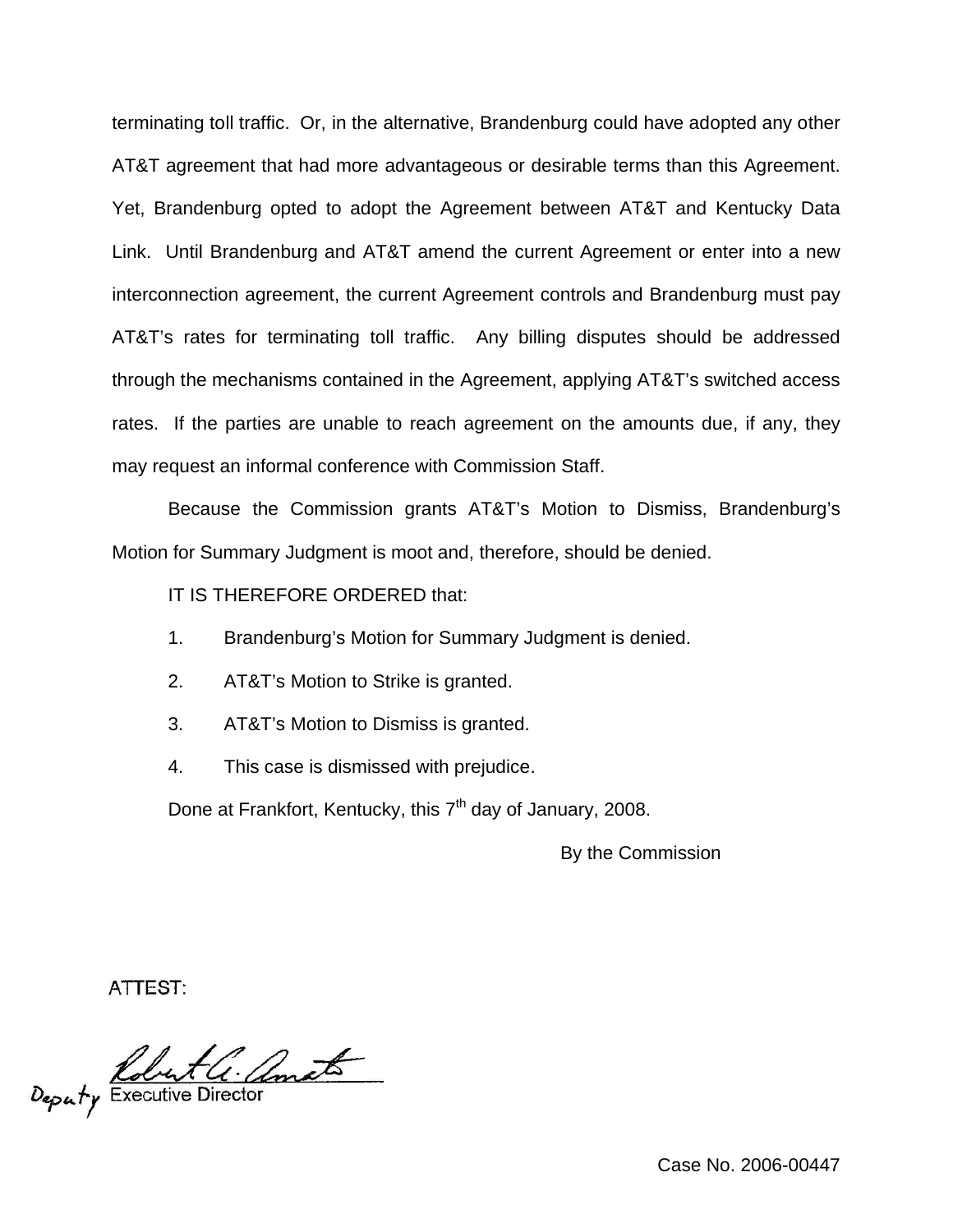terminating toll traffic. Or, in the alternative, Brandenburg could have adopted any other AT&T agreement that had more advantageous or desirable terms than this Agreement. Yet, Brandenburg opted to adopt the Agreement between AT&T and Kentucky Data Link. Until Brandenburg and AT&T amend the current Agreement or enter into a new interconnection agreement, the current Agreement controls and Brandenburg must pay AT&T's rates for terminating toll traffic. Any billing disputes should be addressed through the mechanisms contained in the Agreement, applying AT&T's switched access rates. If the parties are unable to reach agreement on the amounts due, if any, they may request an informal conference with Commission Staff.

Because the Commission grants AT&T's Motion to Dismiss, Brandenburg's Motion for Summary Judgment is moot and, therefore, should be denied.

IT IS THEREFORE ORDERED that:

1. Brandenburg's Motion for Summary Judgment is denied.
2. AT&T's Motion to Strike is granted.
3. AT&T's Motion to Dismiss is granted.
4. This case is dismissed with prejudice.

Done at Frankfort, Kentucky, this 7th day of January, 2008.

By the Commission

ATTEST:

Deputy Executive Director

Case No. 2006-00447